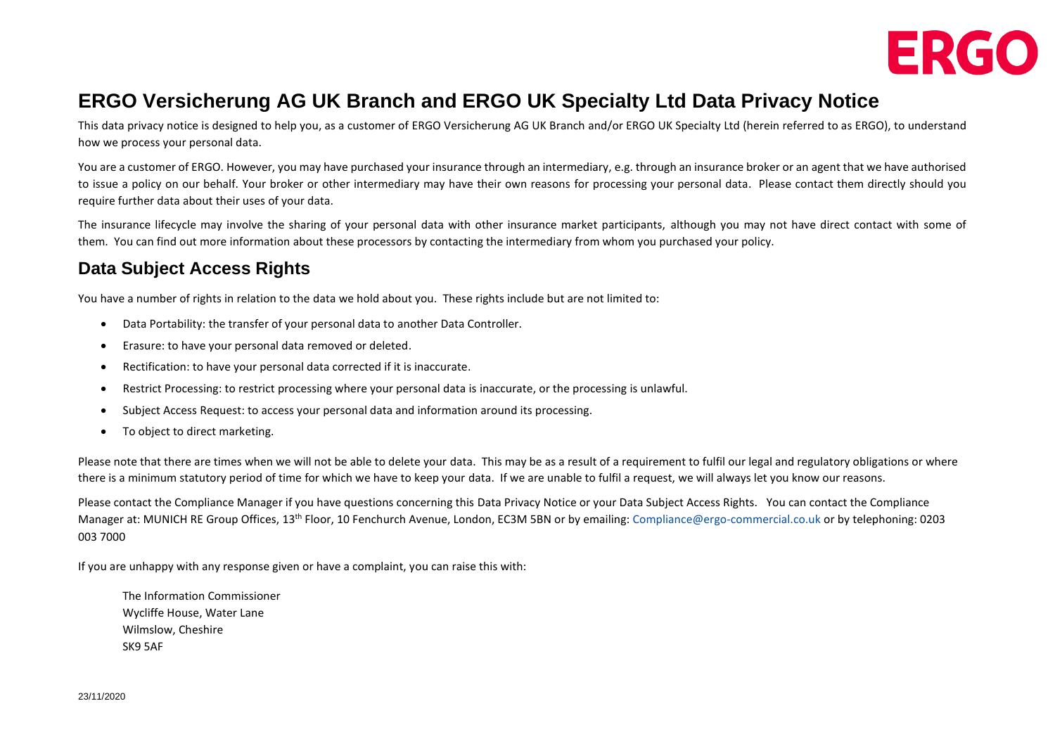ERGO

# ERGO Versicherung AG UK Branch and ERGO UK Specialty Ltd Data Privacy Notice

This data privacy notice is designed to help you, as a customer of ERGO Versicherung AG UK Branch and/or ERGO UK Specialty Ltd (herein referred to as ERGO), to understand how we process your personal data.

You are a customer of ERGO. However, you may have purchased your insurance through an intermediary, e.g. through an insurance broker or an agent that we have authorised to issue a policy on our behalf. Your broker or other intermediary may have their own reasons for processing your personal data. Please contact them directly should you require further data about their uses of your data.

The insurance lifecycle may involve the sharing of your personal data with other insurance market participants, although you may not have direct contact with some of them. You can find out more information about these processors by contacting the intermediary from whom you purchased your policy.

## Data Subject Access Rights

You have a number of rights in relation to the data we hold about you. These rights include but are not limited to:

- Data Portability: the transfer of your personal data to another Data Controller.
- Erasure: to have your personal data removed or deleted.
- Rectification: to have your personal data corrected if it is inaccurate.
- Restrict Processing: to restrict processing where your personal data is inaccurate, or the processing is unlawful.
- Subject Access Request: to access your personal data and information around its processing.
- To object to direct marketing.

Please note that there are times when we will not be able to delete your data. This may be as a result of a requirement to fulfil our legal and regulatory obligations or where there is a minimum statutory period of time for which we have to keep your data. If we are unable to fulfil a request, we will always let you know our reasons.

Please contact the Compliance Manager if you have questions concerning this Data Privacy Notice or your Data Subject Access Rights. You can contact the Compliance Manager at: MUNICH RE Group Offices, 13th Floor, 10 Fenchurch Avenue, London, EC3M 5BN or by emailing: Compliance@ergo-commercial.co.uk or by telephoning: 0203 003 7000

If you are unhappy with any response given or have a complaint, you can raise this with:

The Information Commissioner
Wycliffe House, Water Lane
Wilmslow, Cheshire
SK9 5AF

23/11/2020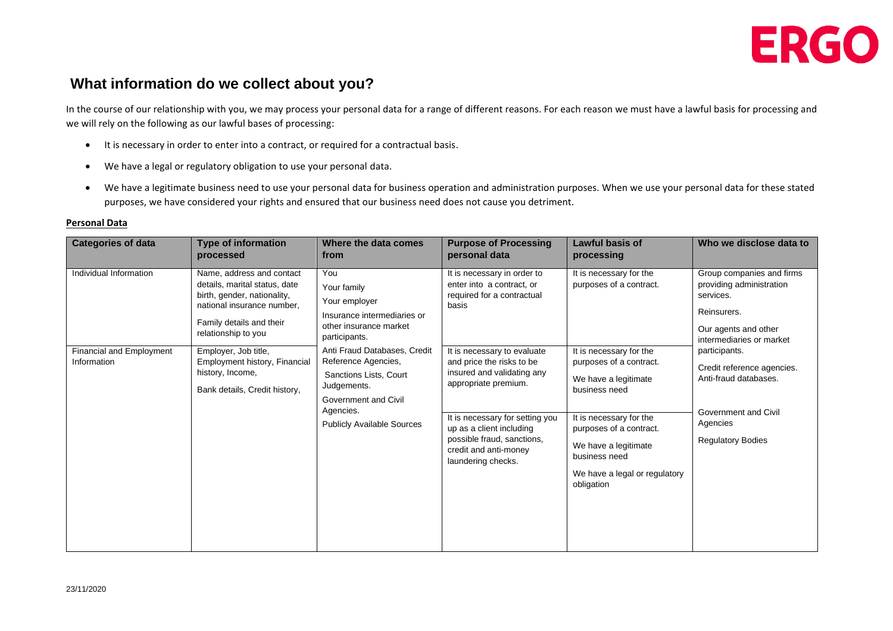## What information do we collect about you?

In the course of our relationship with you, we may process your personal data for a range of different reasons. For each reason we must have a lawful basis for processing and we will rely on the following as our lawful bases of processing:

- It is necessary in order to enter into a contract, or required for a contractual basis.
- We have a legal or regulatory obligation to use your personal data.
- We have a legitimate business need to use your personal data for business operation and administration purposes. When we use your personal data for these stated purposes, we have considered your rights and ensured that our business need does not cause you detriment.

**Personal Data**

| Categories of data | Type of information processed | Where the data comes from | Purpose of Processing personal data | Lawful basis of processing | Who we disclose data to |
|---|---|---|---|---|---|
| Individual Information | Name, address and contact details, marital status, date birth, gender, nationality, national insurance number, Family details and their relationship to you | You<br>Your family<br>Your employer<br>Insurance intermediaries or other insurance market participants. | It is necessary in order to enter into a contract, or required for a contractual basis | It is necessary for the purposes of a contract. | Group companies and firms providing administration services.<br>Reinsurers.<br>Our agents and other intermediaries or market participants.<br>Credit reference agencies. Anti-fraud databases.<br>Government and Civil Agencies<br>Regulatory Bodies |
| Financial and Employment Information | Employer, Job title, Employment history, Financial history, Income,<br>Bank details, Credit history, | Anti Fraud Databases, Credit Reference Agencies, Sanctions Lists, Court Judgements.<br>Government and Civil Agencies.<br>Publicly Available Sources | It is necessary to evaluate and price the risks to be insured and validating any appropriate premium. | It is necessary for the purposes of a contract.<br>We have a legitimate business need | |
| | | | It is necessary for setting you up as a client including possible fraud, sanctions, credit and anti-money laundering checks. | It is necessary for the purposes of a contract.<br>We have a legitimate business need<br>We have a legal or regulatory obligation | |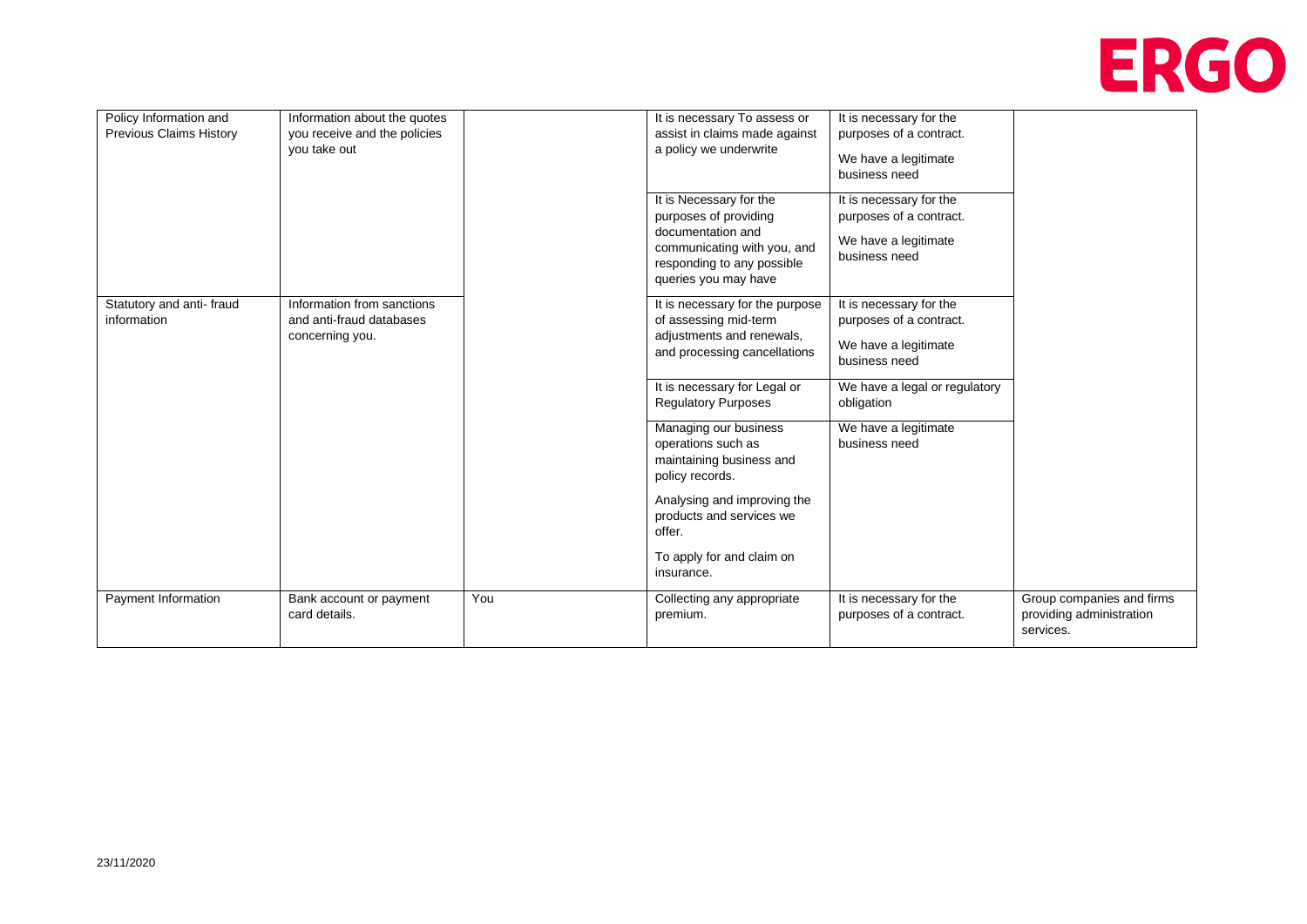| | | | | | |
|---|---|---|---|---|---|
| Policy Information and Previous Claims History | Information about the quotes you receive and the policies you take out | | It is necessary To assess or assist in claims made against a policy we underwrite | It is necessary for the purposes of a contract.<br><br>We have a legitimate business need | |
| | | | It is Necessary for the purposes of providing documentation and communicating with you, and responding to any possible queries you may have | It is necessary for the purposes of a contract.<br><br>We have a legitimate business need | |
| Statutory and anti- fraud information | Information from sanctions and anti-fraud databases concerning you. | | It is necessary for the purpose of assessing mid-term adjustments and renewals, and processing cancellations | It is necessary for the purposes of a contract.<br><br>We have a legitimate business need | |
| | | | It is necessary for Legal or Regulatory Purposes | We have a legal or regulatory obligation | |
| | | | Managing our business operations such as maintaining business and policy records.<br><br>Analysing and improving the products and services we offer.<br><br>To apply for and claim on insurance. | We have a legitimate business need | |
| Payment Information | Bank account or payment card details. | You | Collecting any appropriate premium. | It is necessary for the purposes of a contract. | Group companies and firms providing administration services. |

23/11/2020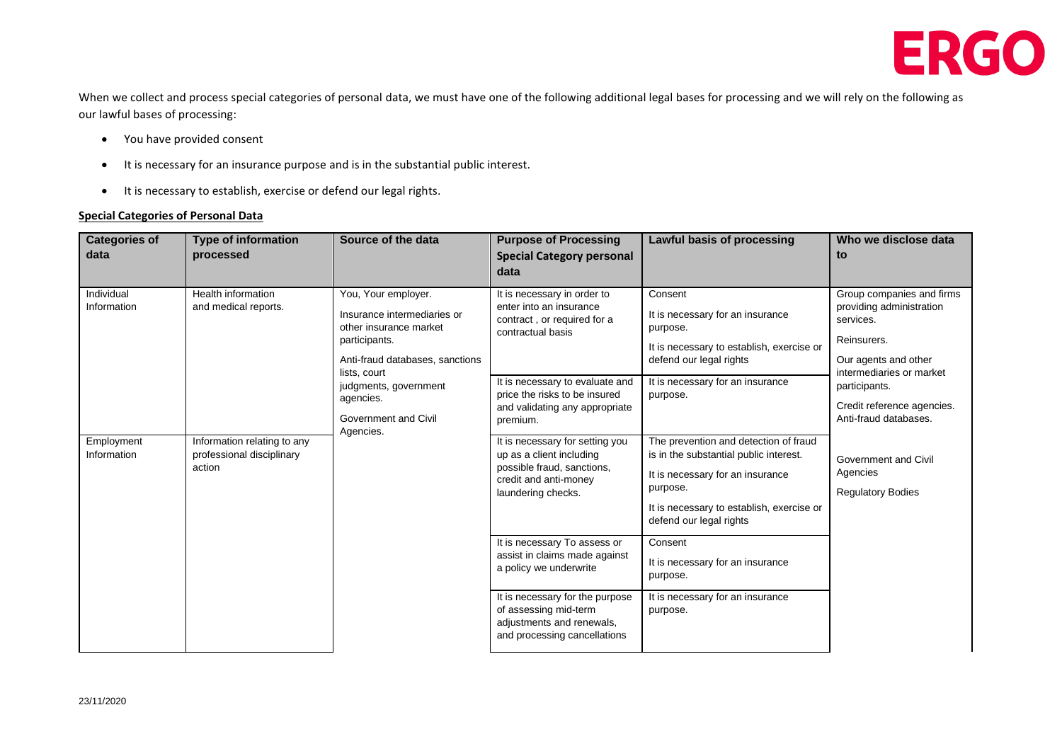When we collect and process special categories of personal data, we must have one of the following additional legal bases for processing and we will rely on the following as our lawful bases of processing:

- You have provided consent
- It is necessary for an insurance purpose and is in the substantial public interest.
- It is necessary to establish, exercise or defend our legal rights.

**Special Categories of Personal Data**

| Categories of data | Type of information processed | Source of the data | Purpose of Processing Special Category personal data | Lawful basis of processing | Who we disclose data to |
|---|---|---|---|---|---|
| Individual Information | Health information and medical reports. | You, Your employer.<br><br>Insurance intermediaries or other insurance market participants.<br><br>Anti-fraud databases, sanctions lists, court judgments, government agencies.<br><br>Government and Civil Agencies. | It is necessary in order to enter into an insurance contract , or required for a contractual basis | Consent<br><br>It is necessary for an insurance purpose.<br><br>It is necessary to establish, exercise or defend our legal rights | Group companies and firms providing administration services.<br><br>Reinsurers.<br><br>Our agents and other intermediaries or market participants.<br><br>Credit reference agencies.<br>Anti-fraud databases.<br><br>Government and Civil Agencies<br><br>Regulatory Bodies |
| | | | It is necessary to evaluate and price the risks to be insured and validating any appropriate premium. | It is necessary for an insurance purpose. | |
| Employment Information | Information relating to any professional disciplinary action | | It is necessary for setting you up as a client including possible fraud, sanctions, credit and anti-money laundering checks. | The prevention and detection of fraud is in the substantial public interest.<br><br>It is necessary for an insurance purpose.<br><br>It is necessary to establish, exercise or defend our legal rights | |
| | | | It is necessary To assess or assist in claims made against a policy we underwrite | Consent<br><br>It is necessary for an insurance purpose. | |
| | | | It is necessary for the purpose of assessing mid-term adjustments and renewals, and processing cancellations | It is necessary for an insurance purpose. | |

23/11/2020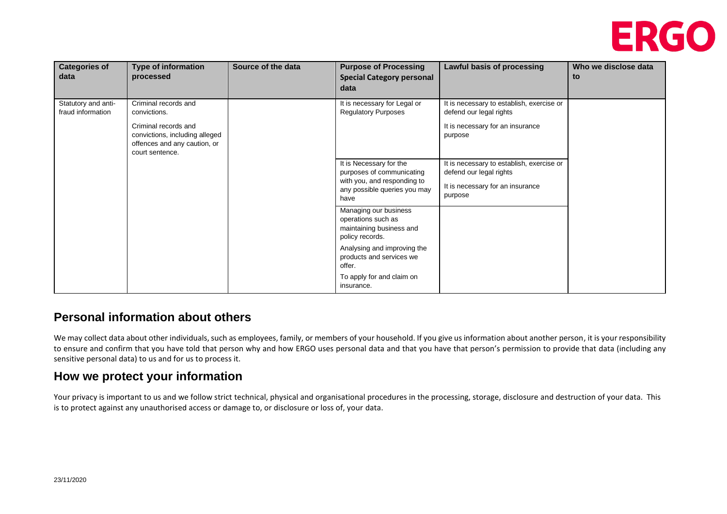| Categories of data | Type of information processed | Source of the data | Purpose of Processing Special Category personal data | Lawful basis of processing | Who we disclose data to |
|---|---|---|---|---|---|
| Statutory and anti-fraud information | Criminal records and convictions.<br><br>Criminal records and convictions, including alleged offences and any caution, or court sentence. | | It is necessary for Legal or Regulatory Purposes | It is necessary to establish, exercise or defend our legal rights<br><br>It is necessary for an insurance purpose | |
| | | | It is Necessary for the purposes of communicating with you, and responding to any possible queries you may have | It is necessary to establish, exercise or defend our legal rights<br><br>It is necessary for an insurance purpose | |
| | | | Managing our business operations such as maintaining business and policy records.<br><br>Analysing and improving the products and services we offer.<br><br>To apply for and claim on insurance. | | |

## Personal information about others

We may collect data about other individuals, such as employees, family, or members of your household. If you give us information about another person, it is your responsibility to ensure and confirm that you have told that person why and how ERGO uses personal data and that you have that person's permission to provide that data (including any sensitive personal data) to us and for us to process it.

## How we protect your information

Your privacy is important to us and we follow strict technical, physical and organisational procedures in the processing, storage, disclosure and destruction of your data. This is to protect against any unauthorised access or damage to, or disclosure or loss of, your data.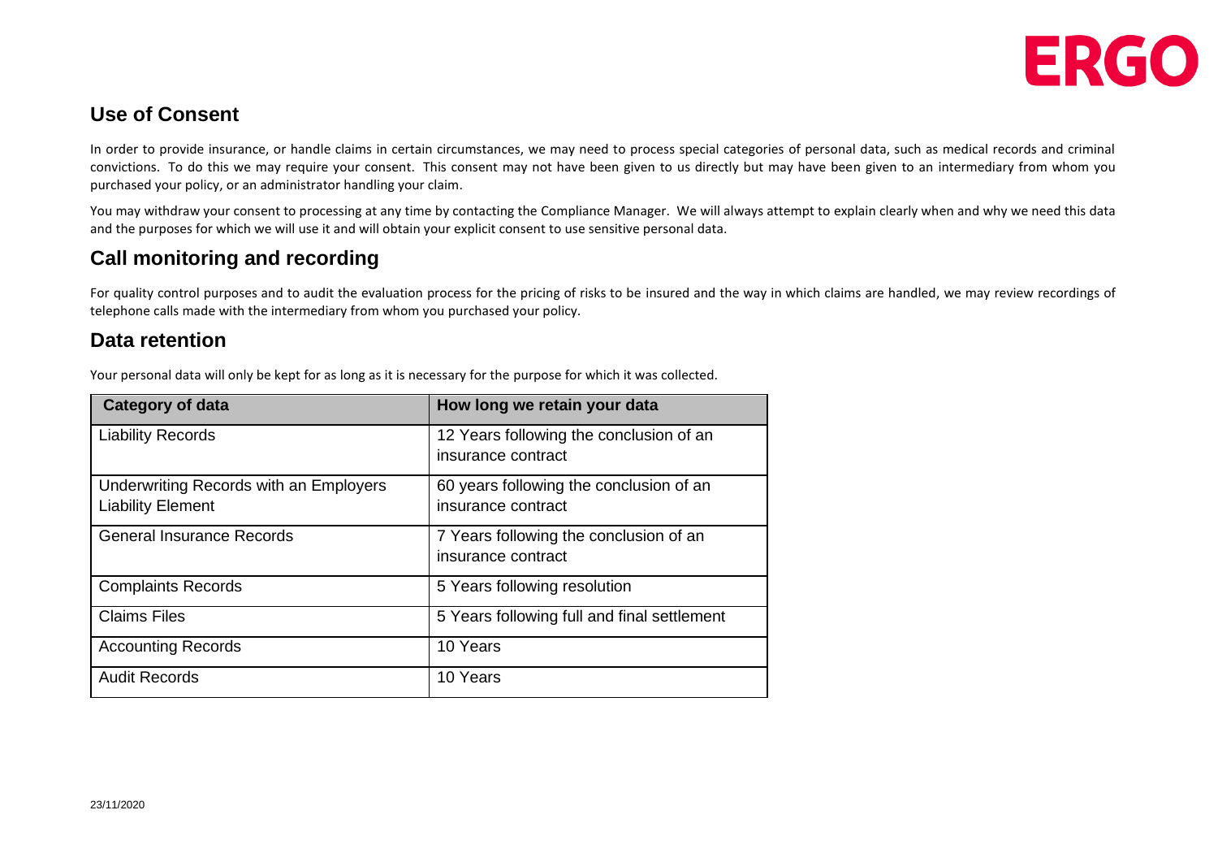## Use of Consent

In order to provide insurance, or handle claims in certain circumstances, we may need to process special categories of personal data, such as medical records and criminal convictions. To do this we may require your consent. This consent may not have been given to us directly but may have been given to an intermediary from whom you purchased your policy, or an administrator handling your claim.

You may withdraw your consent to processing at any time by contacting the Compliance Manager. We will always attempt to explain clearly when and why we need this data and the purposes for which we will use it and will obtain your explicit consent to use sensitive personal data.

## Call monitoring and recording

For quality control purposes and to audit the evaluation process for the pricing of risks to be insured and the way in which claims are handled, we may review recordings of telephone calls made with the intermediary from whom you purchased your policy.

## Data retention

Your personal data will only be kept for as long as it is necessary for the purpose for which it was collected.

| Category of data | How long we retain your data |
| --- | --- |
| Liability Records | 12 Years following the conclusion of an insurance contract |
| Underwriting Records with an Employers Liability Element | 60 years following the conclusion of an insurance contract |
| General Insurance Records | 7 Years following the conclusion of an insurance contract |
| Complaints Records | 5 Years following resolution |
| Claims Files | 5 Years following full and final settlement |
| Accounting Records | 10 Years |
| Audit Records | 10 Years |

23/11/2020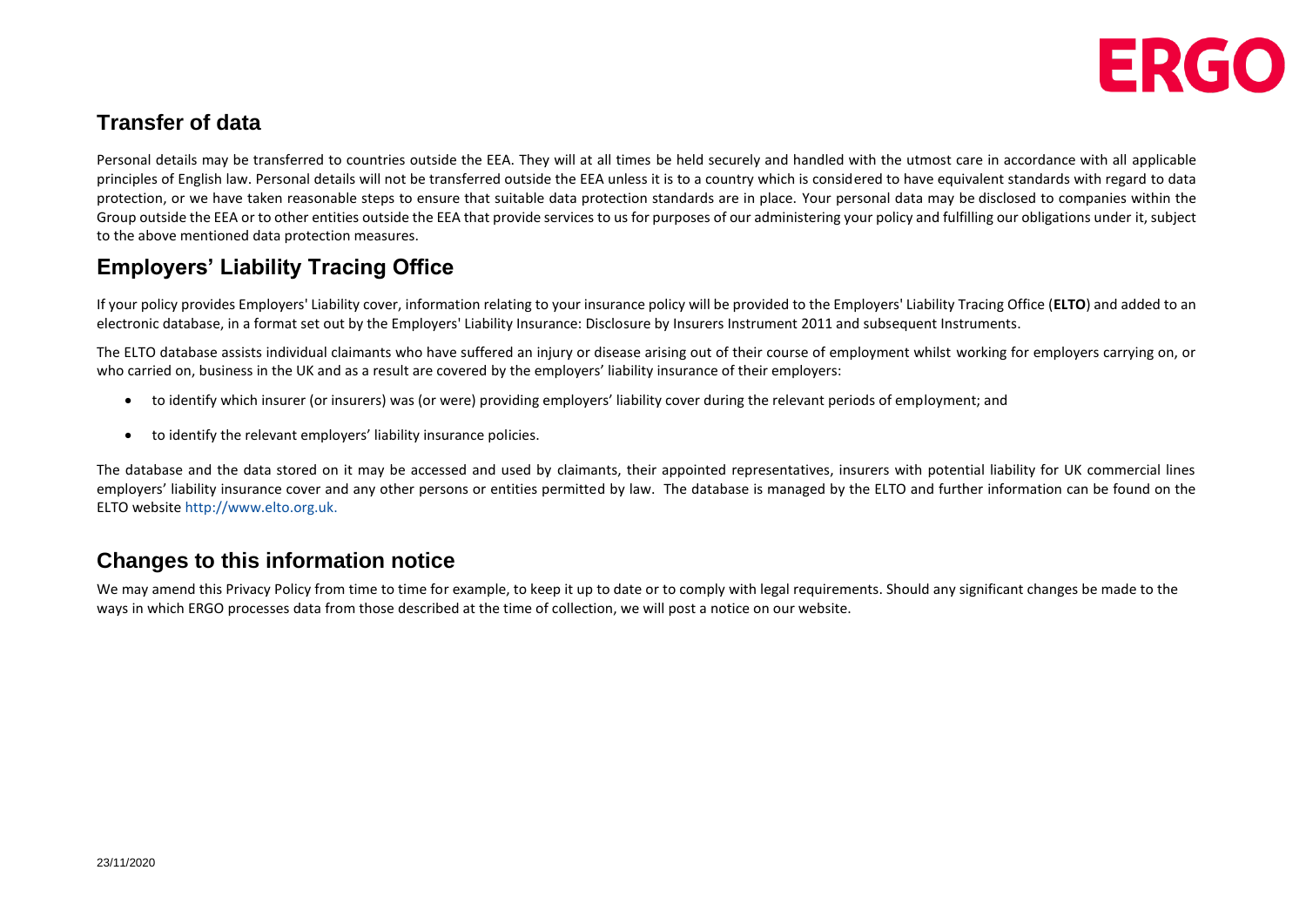## Transfer of data

Personal details may be transferred to countries outside the EEA. They will at all times be held securely and handled with the utmost care in accordance with all applicable principles of English law. Personal details will not be transferred outside the EEA unless it is to a country which is considered to have equivalent standards with regard to data protection, or we have taken reasonable steps to ensure that suitable data protection standards are in place. Your personal data may be disclosed to companies within the Group outside the EEA or to other entities outside the EEA that provide services to us for purposes of our administering your policy and fulfilling our obligations under it, subject to the above mentioned data protection measures.

## Employers' Liability Tracing Office

If your policy provides Employers' Liability cover, information relating to your insurance policy will be provided to the Employers' Liability Tracing Office (**ELTO**) and added to an electronic database, in a format set out by the Employers' Liability Insurance: Disclosure by Insurers Instrument 2011 and subsequent Instruments.

The ELTO database assists individual claimants who have suffered an injury or disease arising out of their course of employment whilst working for employers carrying on, or who carried on, business in the UK and as a result are covered by the employers' liability insurance of their employers:

- to identify which insurer (or insurers) was (or were) providing employers' liability cover during the relevant periods of employment; and
- to identify the relevant employers' liability insurance policies.

The database and the data stored on it may be accessed and used by claimants, their appointed representatives, insurers with potential liability for UK commercial lines employers' liability insurance cover and any other persons or entities permitted by law. The database is managed by the ELTO and further information can be found on the ELTO website http://www.elto.org.uk.

## Changes to this information notice

We may amend this Privacy Policy from time to time for example, to keep it up to date or to comply with legal requirements. Should any significant changes be made to the ways in which ERGO processes data from those described at the time of collection, we will post a notice on our website.

23/11/2020